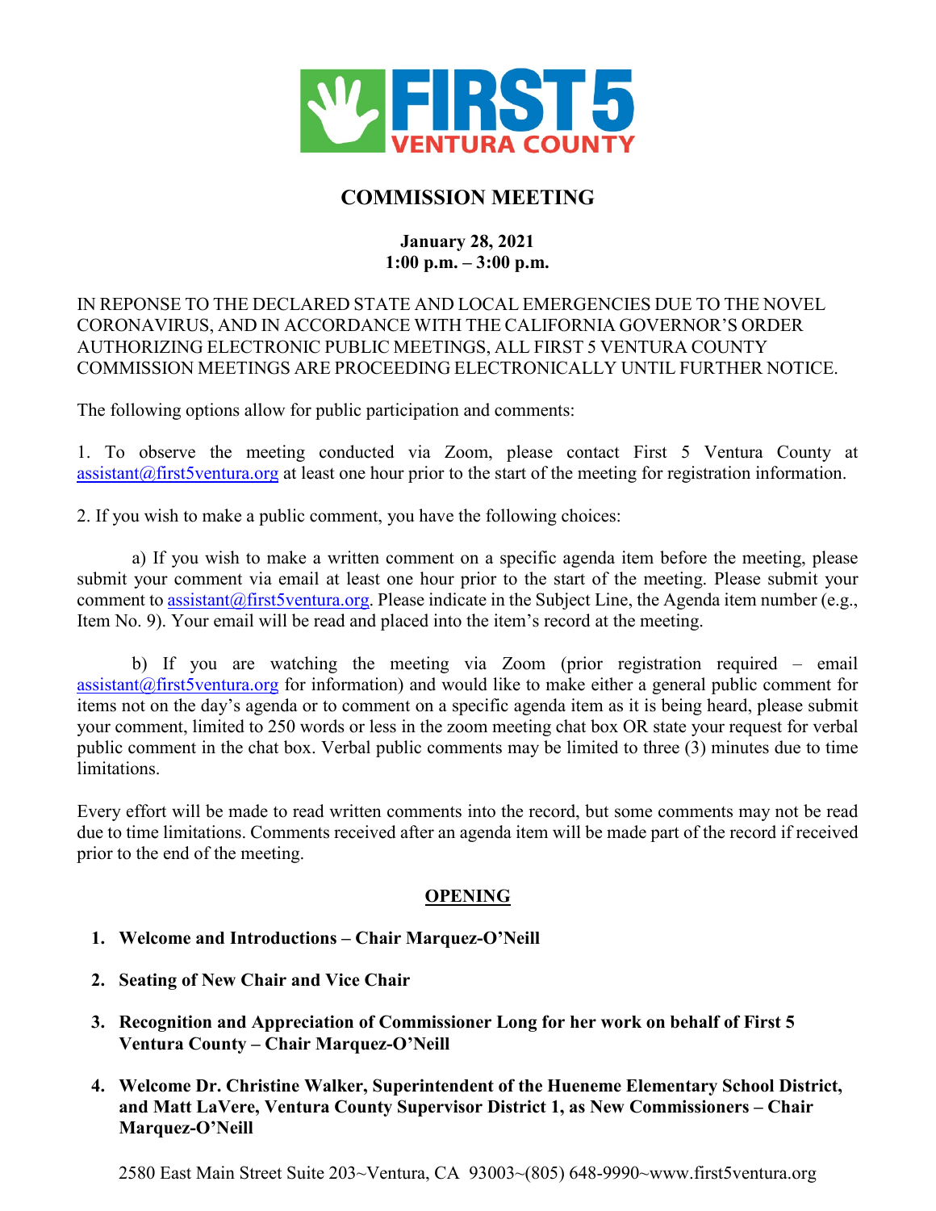FIRST 5 VENTURA COUNTY

# COMMISSION MEETING

**January 28, 2021**
**1:00 p.m. – 3:00 p.m.**

IN REPONSE TO THE DECLARED STATE AND LOCAL EMERGENCIES DUE TO THE NOVEL CORONAVIRUS, AND IN ACCORDANCE WITH THE CALIFORNIA GOVERNOR'S ORDER AUTHORIZING ELECTRONIC PUBLIC MEETINGS, ALL FIRST 5 VENTURA COUNTY COMMISSION MEETINGS ARE PROCEEDING ELECTRONICALLY UNTIL FURTHER NOTICE.

The following options allow for public participation and comments:

1. To observe the meeting conducted via Zoom, please contact First 5 Ventura County at assistant@first5ventura.org at least one hour prior to the start of the meeting for registration information.

2. If you wish to make a public comment, you have the following choices:

   a) If you wish to make a written comment on a specific agenda item before the meeting, please submit your comment via email at least one hour prior to the start of the meeting. Please submit your comment to assistant@first5ventura.org. Please indicate in the Subject Line, the Agenda item number (e.g., Item No. 9). Your email will be read and placed into the item's record at the meeting.

   b) If you are watching the meeting via Zoom (prior registration required – email assistant@first5ventura.org for information) and would like to make either a general public comment for items not on the day's agenda or to comment on a specific agenda item as it is being heard, please submit your comment, limited to 250 words or less in the zoom meeting chat box OR state your request for verbal public comment in the chat box. Verbal public comments may be limited to three (3) minutes due to time limitations.

Every effort will be made to read written comments into the record, but some comments may not be read due to time limitations. Comments received after an agenda item will be made part of the record if received prior to the end of the meeting.

## OPENING

1. **Welcome and Introductions – Chair Marquez-O'Neill**

2. **Seating of New Chair and Vice Chair**

3. **Recognition and Appreciation of Commissioner Long for her work on behalf of First 5 Ventura County – Chair Marquez-O'Neill**

4. **Welcome Dr. Christine Walker, Superintendent of the Hueneme Elementary School District, and Matt LaVere, Ventura County Supervisor District 1, as New Commissioners – Chair Marquez-O'Neill**

2580 East Main Street Suite 203~Ventura, CA 93003~(805) 648-9990~www.first5ventura.org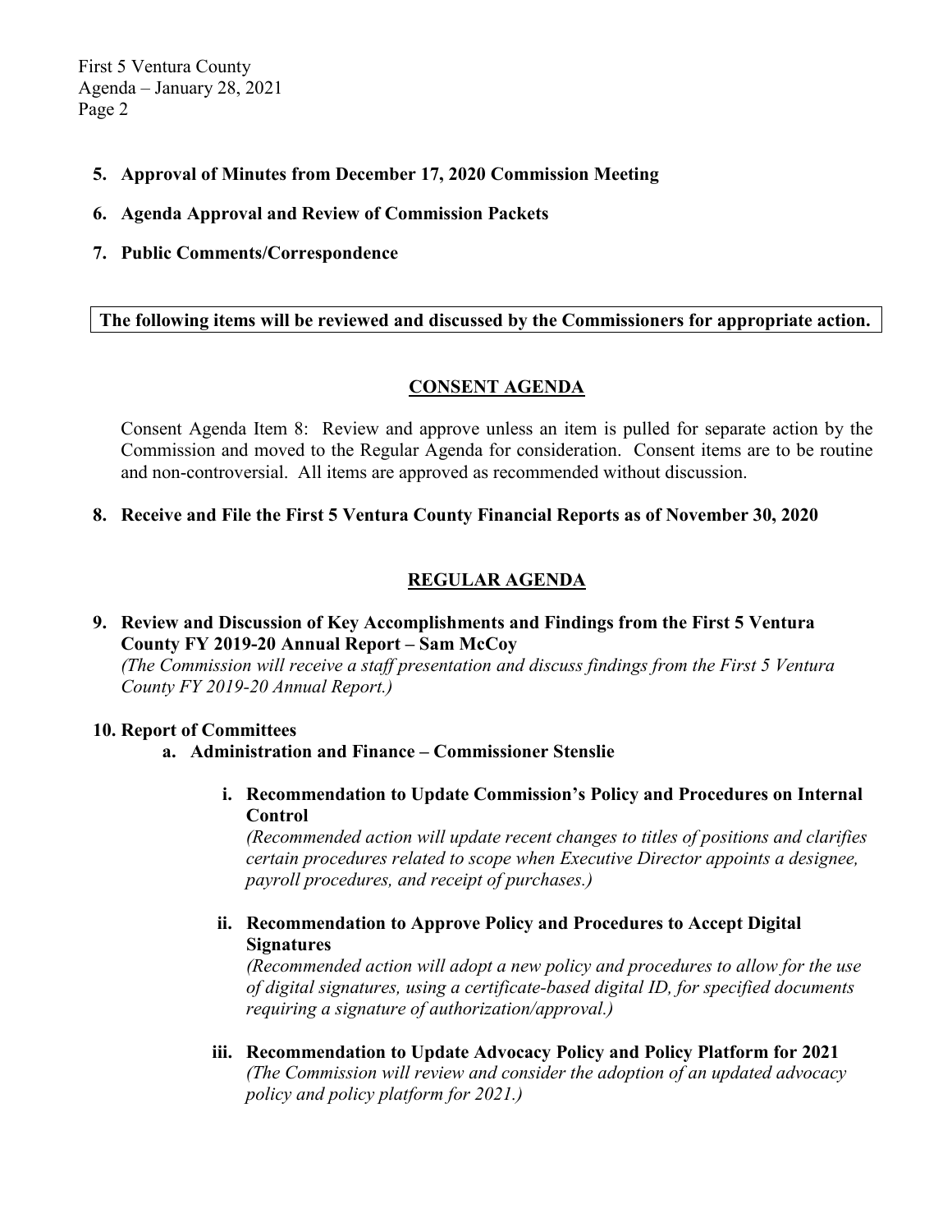**5. Approval of Minutes from December 17, 2020 Commission Meeting**

**6. Agenda Approval and Review of Commission Packets**

**7. Public Comments/Correspondence**

**The following items will be reviewed and discussed by the Commissioners for appropriate action.**

## CONSENT AGENDA

Consent Agenda Item 8: Review and approve unless an item is pulled for separate action by the Commission and moved to the Regular Agenda for consideration. Consent items are to be routine and non-controversial. All items are approved as recommended without discussion.

**8. Receive and File the First 5 Ventura County Financial Reports as of November 30, 2020**

## REGULAR AGENDA

**9. Review and Discussion of Key Accomplishments and Findings from the First 5 Ventura County FY 2019-20 Annual Report – Sam McCoy**

*(The Commission will receive a staff presentation and discuss findings from the First 5 Ventura County FY 2019-20 Annual Report.)*

**10. Report of Committees**

**a. Administration and Finance – Commissioner Stenslie**

**i. Recommendation to Update Commission's Policy and Procedures on Internal Control**

*(Recommended action will update recent changes to titles of positions and clarifies certain procedures related to scope when Executive Director appoints a designee, payroll procedures, and receipt of purchases.)*

**ii. Recommendation to Approve Policy and Procedures to Accept Digital Signatures**

*(Recommended action will adopt a new policy and procedures to allow for the use of digital signatures, using a certificate-based digital ID, for specified documents requiring a signature of authorization/approval.)*

**iii. Recommendation to Update Advocacy Policy and Policy Platform for 2021**

*(The Commission will review and consider the adoption of an updated advocacy policy and policy platform for 2021.)*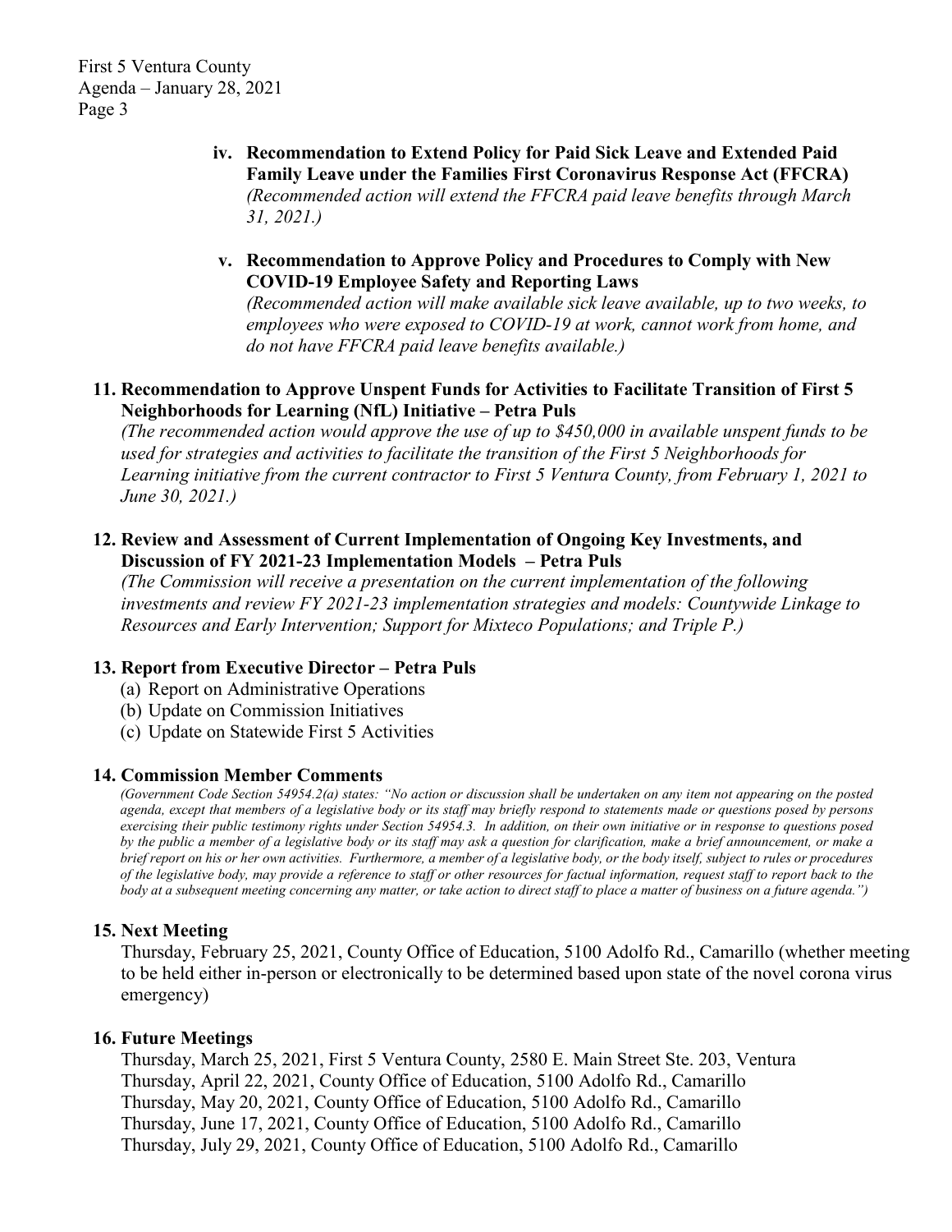iv. **Recommendation to Extend Policy for Paid Sick Leave and Extended Paid Family Leave under the Families First Coronavirus Response Act (FFCRA)**
*(Recommended action will extend the FFCRA paid leave benefits through March 31, 2021.)*

v. **Recommendation to Approve Policy and Procedures to Comply with New COVID-19 Employee Safety and Reporting Laws**
*(Recommended action will make available sick leave available, up to two weeks, to employees who were exposed to COVID-19 at work, cannot work from home, and do not have FFCRA paid leave benefits available.)*

**11. Recommendation to Approve Unspent Funds for Activities to Facilitate Transition of First 5 Neighborhoods for Learning (NfL) Initiative – Petra Puls**
*(The recommended action would approve the use of up to $450,000 in available unspent funds to be used for strategies and activities to facilitate the transition of the First 5 Neighborhoods for Learning initiative from the current contractor to First 5 Ventura County, from February 1, 2021 to June 30, 2021.)*

**12. Review and Assessment of Current Implementation of Ongoing Key Investments, and Discussion of FY 2021-23 Implementation Models – Petra Puls**
*(The Commission will receive a presentation on the current implementation of the following investments and review FY 2021-23 implementation strategies and models: Countywide Linkage to Resources and Early Intervention; Support for Mixteco Populations; and Triple P.)*

**13. Report from Executive Director – Petra Puls**
(a) Report on Administrative Operations
(b) Update on Commission Initiatives
(c) Update on Statewide First 5 Activities

**14. Commission Member Comments**
*(Government Code Section 54954.2(a) states: "No action or discussion shall be undertaken on any item not appearing on the posted agenda, except that members of a legislative body or its staff may briefly respond to statements made or questions posed by persons exercising their public testimony rights under Section 54954.3. In addition, on their own initiative or in response to questions posed by the public a member of a legislative body or its staff may ask a question for clarification, make a brief announcement, or make a brief report on his or her own activities. Furthermore, a member of a legislative body, or the body itself, subject to rules or procedures of the legislative body, may provide a reference to staff or other resources for factual information, request staff to report back to the body at a subsequent meeting concerning any matter, or take action to direct staff to place a matter of business on a future agenda.")*

**15. Next Meeting**
Thursday, February 25, 2021, County Office of Education, 5100 Adolfo Rd., Camarillo (whether meeting to be held either in-person or electronically to be determined based upon state of the novel corona virus emergency)

**16. Future Meetings**
Thursday, March 25, 2021, First 5 Ventura County, 2580 E. Main Street Ste. 203, Ventura
Thursday, April 22, 2021, County Office of Education, 5100 Adolfo Rd., Camarillo
Thursday, May 20, 2021, County Office of Education, 5100 Adolfo Rd., Camarillo
Thursday, June 17, 2021, County Office of Education, 5100 Adolfo Rd., Camarillo
Thursday, July 29, 2021, County Office of Education, 5100 Adolfo Rd., Camarillo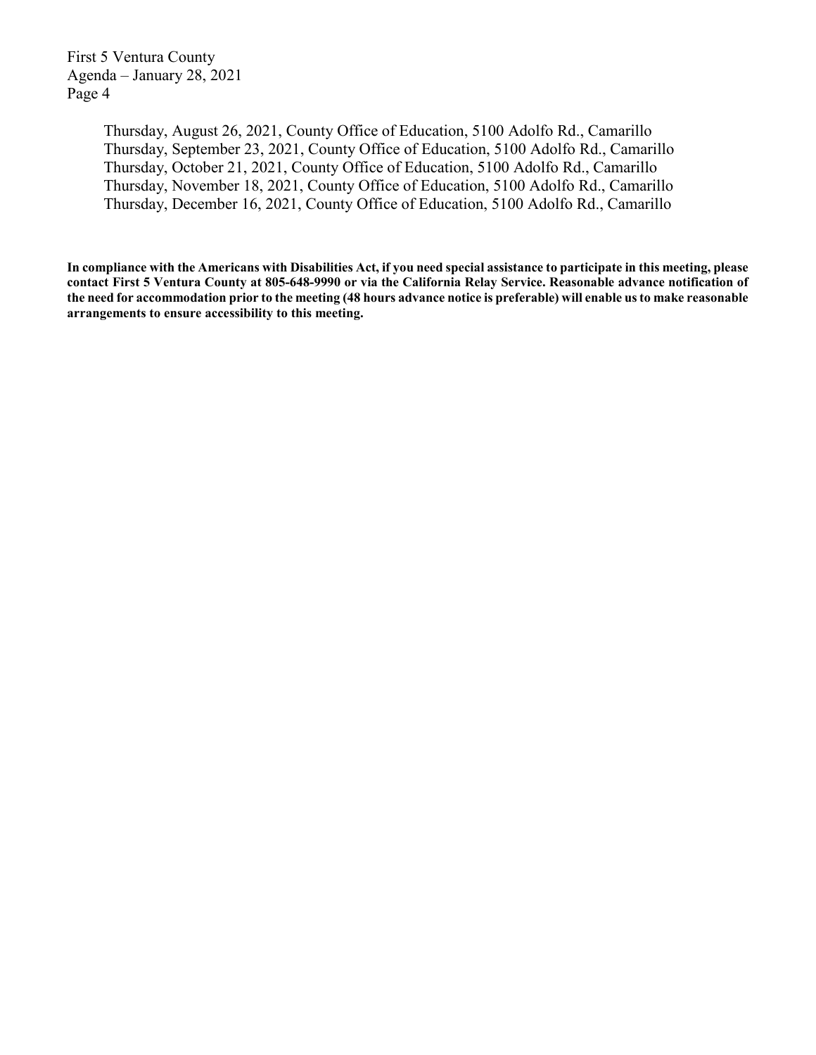Thursday, August 26, 2021, County Office of Education, 5100 Adolfo Rd., Camarillo
Thursday, September 23, 2021, County Office of Education, 5100 Adolfo Rd., Camarillo
Thursday, October 21, 2021, County Office of Education, 5100 Adolfo Rd., Camarillo
Thursday, November 18, 2021, County Office of Education, 5100 Adolfo Rd., Camarillo
Thursday, December 16, 2021, County Office of Education, 5100 Adolfo Rd., Camarillo

**In compliance with the Americans with Disabilities Act, if you need special assistance to participate in this meeting, please contact First 5 Ventura County at 805-648-9990 or via the California Relay Service. Reasonable advance notification of the need for accommodation prior to the meeting (48 hours advance notice is preferable) will enable us to make reasonable arrangements to ensure accessibility to this meeting.**